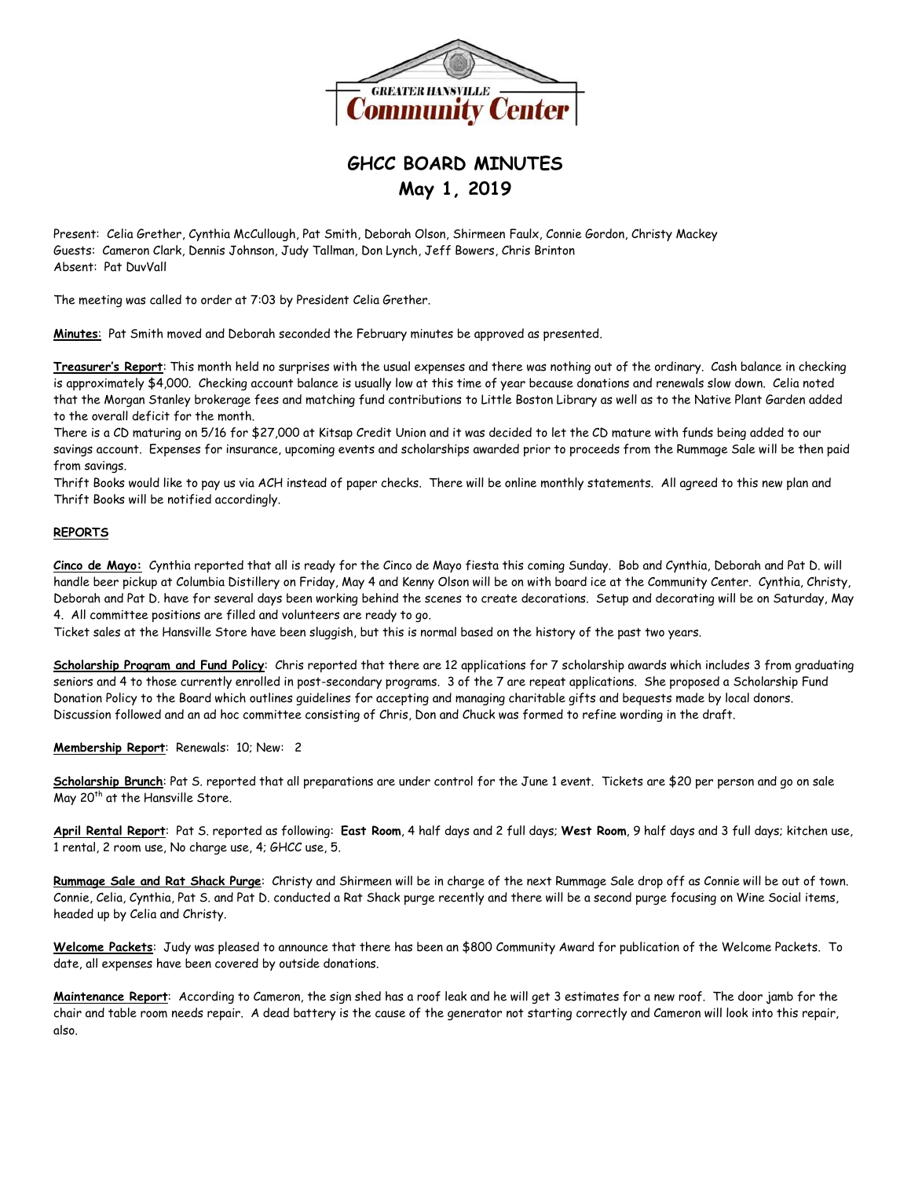# GHCC BOARD MINUTES
## May 1, 2019

Present: Celia Grether, Cynthia McCullough, Pat Smith, Deborah Olson, Shirmeen Faulx, Connie Gordon, Christy Mackey
Guests: Cameron Clark, Dennis Johnson, Judy Tallman, Don Lynch, Jeff Bowers, Chris Brinton
Absent: Pat DuvVall

The meeting was called to order at 7:03 by President Celia Grether.

**Minutes**: Pat Smith moved and Deborah seconded the February minutes be approved as presented.

**Treasurer's Report**: This month held no surprises with the usual expenses and there was nothing out of the ordinary. Cash balance in checking is approximately $4,000. Checking account balance is usually low at this time of year because donations and renewals slow down. Celia noted that the Morgan Stanley brokerage fees and matching fund contributions to Little Boston Library as well as to the Native Plant Garden added to the overall deficit for the month.

There is a CD maturing on 5/16 for $27,000 at Kitsap Credit Union and it was decided to let the CD mature with funds being added to our savings account. Expenses for insurance, upcoming events and scholarships awarded prior to proceeds from the Rummage Sale will be then paid from savings.

Thrift Books would like to pay us via ACH instead of paper checks. There will be online monthly statements. All agreed to this new plan and Thrift Books will be notified accordingly.

**REPORTS**

**Cinco de Mayo:** Cynthia reported that all is ready for the Cinco de Mayo fiesta this coming Sunday. Bob and Cynthia, Deborah and Pat D. will handle beer pickup at Columbia Distillery on Friday, May 4 and Kenny Olson will be on with board ice at the Community Center. Cynthia, Christy, Deborah and Pat D. have for several days been working behind the scenes to create decorations. Setup and decorating will be on Saturday, May 4. All committee positions are filled and volunteers are ready to go.

Ticket sales at the Hansville Store have been sluggish, but this is normal based on the history of the past two years.

**Scholarship Program and Fund Policy**: Chris reported that there are 12 applications for 7 scholarship awards which includes 3 from graduating seniors and 4 to those currently enrolled in post-secondary programs. 3 of the 7 are repeat applications. She proposed a Scholarship Fund Donation Policy to the Board which outlines guidelines for accepting and managing charitable gifts and bequests made by local donors. Discussion followed and an ad hoc committee consisting of Chris, Don and Chuck was formed to refine wording in the draft.

**Membership Report**: Renewals: 10; New: 2

**Scholarship Brunch**: Pat S. reported that all preparations are under control for the June 1 event. Tickets are $20 per person and go on sale May 20th at the Hansville Store.

**April Rental Report**: Pat S. reported as following: **East Room**, 4 half days and 2 full days; **West Room**, 9 half days and 3 full days; kitchen use, 1 rental, 2 room use, No charge use, 4; GHCC use, 5.

**Rummage Sale and Rat Shack Purge**: Christy and Shirmeen will be in charge of the next Rummage Sale drop off as Connie will be out of town. Connie, Celia, Cynthia, Pat S. and Pat D. conducted a Rat Shack purge recently and there will be a second purge focusing on Wine Social items, headed up by Celia and Christy.

**Welcome Packets**: Judy was pleased to announce that there has been an $800 Community Award for publication of the Welcome Packets. To date, all expenses have been covered by outside donations.

**Maintenance Report**: According to Cameron, the sign shed has a roof leak and he will get 3 estimates for a new roof. The door jamb for the chair and table room needs repair. A dead battery is the cause of the generator not starting correctly and Cameron will look into this repair, also.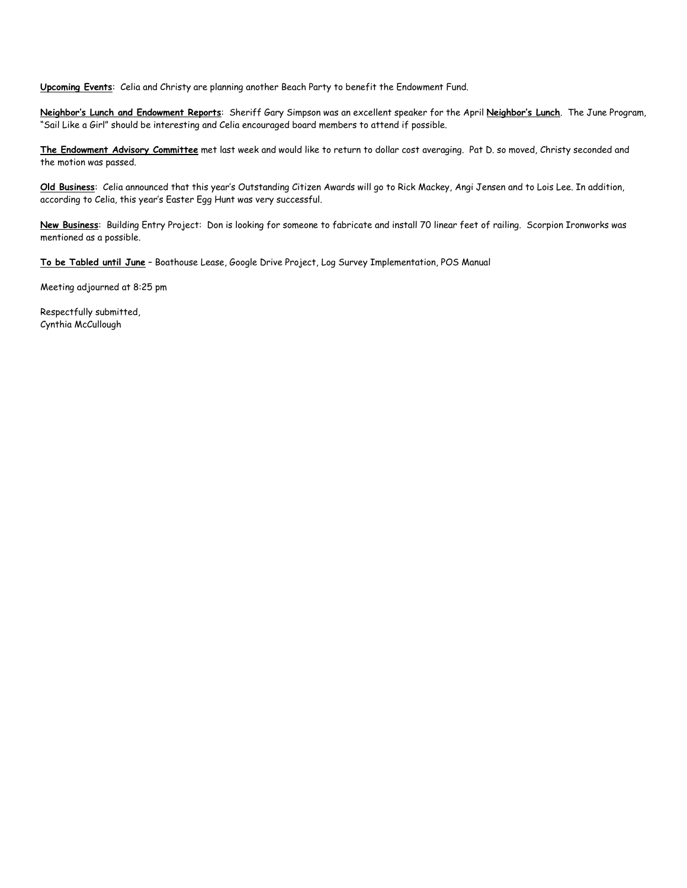**Upcoming Events**: Celia and Christy are planning another Beach Party to benefit the Endowment Fund.

**Neighbor's Lunch and Endowment Reports**: Sheriff Gary Simpson was an excellent speaker for the April **Neighbor's Lunch**. The June Program, "Sail Like a Girl" should be interesting and Celia encouraged board members to attend if possible.

**The Endowment Advisory Committee** met last week and would like to return to dollar cost averaging. Pat D. so moved, Christy seconded and the motion was passed.

**Old Business**: Celia announced that this year's Outstanding Citizen Awards will go to Rick Mackey, Angi Jensen and to Lois Lee. In addition, according to Celia, this year's Easter Egg Hunt was very successful.

**New Business**: Building Entry Project: Don is looking for someone to fabricate and install 70 linear feet of railing. Scorpion Ironworks was mentioned as a possible.

**To be Tabled until June** – Boathouse Lease, Google Drive Project, Log Survey Implementation, POS Manual

Meeting adjourned at 8:25 pm

Respectfully submitted,
Cynthia McCullough